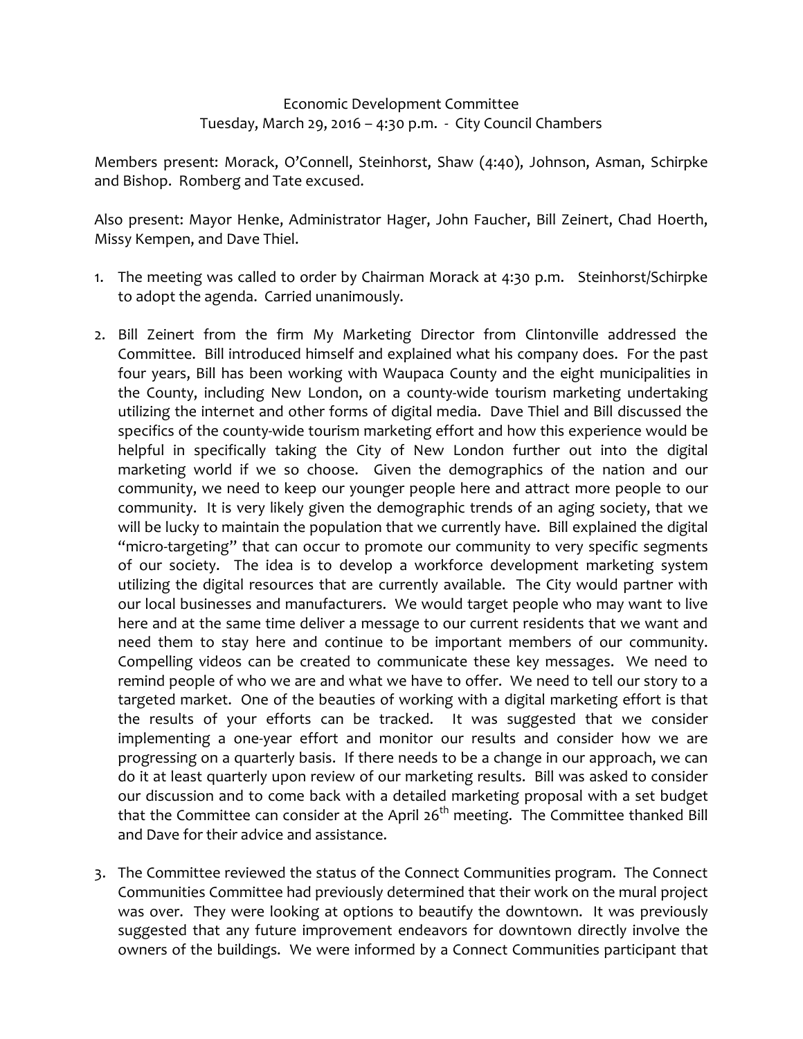Economic Development Committee
Tuesday, March 29, 2016 – 4:30 p.m. - City Council Chambers

Members present: Morack, O'Connell, Steinhorst, Shaw (4:40), Johnson, Asman, Schirpke and Bishop. Romberg and Tate excused.

Also present: Mayor Henke, Administrator Hager, John Faucher, Bill Zeinert, Chad Hoerth, Missy Kempen, and Dave Thiel.

1. The meeting was called to order by Chairman Morack at 4:30 p.m. Steinhorst/Schirpke to adopt the agenda. Carried unanimously.

2. Bill Zeinert from the firm My Marketing Director from Clintonville addressed the Committee. Bill introduced himself and explained what his company does. For the past four years, Bill has been working with Waupaca County and the eight municipalities in the County, including New London, on a county-wide tourism marketing undertaking utilizing the internet and other forms of digital media. Dave Thiel and Bill discussed the specifics of the county-wide tourism marketing effort and how this experience would be helpful in specifically taking the City of New London further out into the digital marketing world if we so choose. Given the demographics of the nation and our community, we need to keep our younger people here and attract more people to our community. It is very likely given the demographic trends of an aging society, that we will be lucky to maintain the population that we currently have. Bill explained the digital "micro-targeting" that can occur to promote our community to very specific segments of our society. The idea is to develop a workforce development marketing system utilizing the digital resources that are currently available. The City would partner with our local businesses and manufacturers. We would target people who may want to live here and at the same time deliver a message to our current residents that we want and need them to stay here and continue to be important members of our community. Compelling videos can be created to communicate these key messages. We need to remind people of who we are and what we have to offer. We need to tell our story to a targeted market. One of the beauties of working with a digital marketing effort is that the results of your efforts can be tracked. It was suggested that we consider implementing a one-year effort and monitor our results and consider how we are progressing on a quarterly basis. If there needs to be a change in our approach, we can do it at least quarterly upon review of our marketing results. Bill was asked to consider our discussion and to come back with a detailed marketing proposal with a set budget that the Committee can consider at the April 26th meeting. The Committee thanked Bill and Dave for their advice and assistance.

3. The Committee reviewed the status of the Connect Communities program. The Connect Communities Committee had previously determined that their work on the mural project was over. They were looking at options to beautify the downtown. It was previously suggested that any future improvement endeavors for downtown directly involve the owners of the buildings. We were informed by a Connect Communities participant that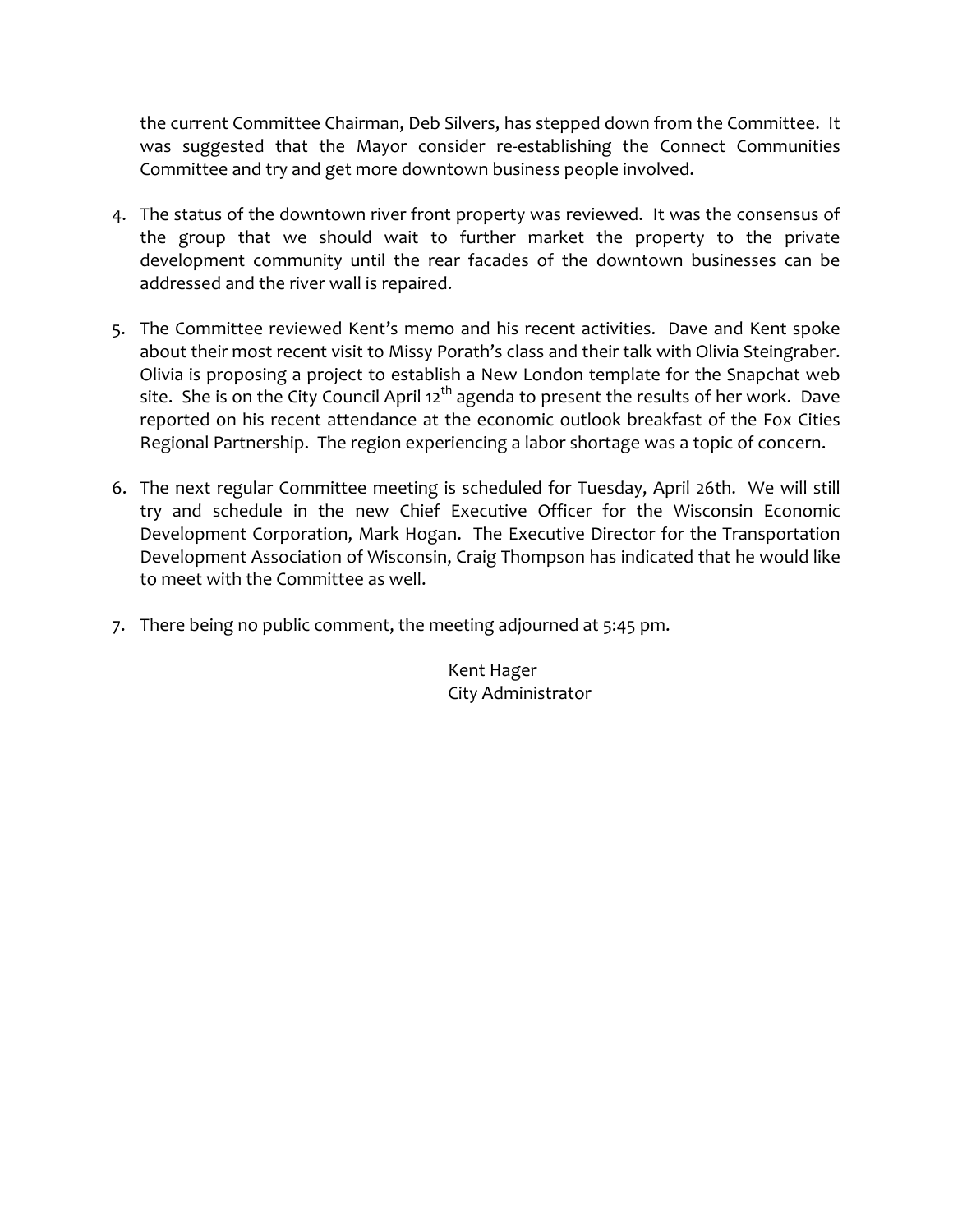the current Committee Chairman, Deb Silvers, has stepped down from the Committee. It was suggested that the Mayor consider re-establishing the Connect Communities Committee and try and get more downtown business people involved.

4. The status of the downtown river front property was reviewed. It was the consensus of the group that we should wait to further market the property to the private development community until the rear facades of the downtown businesses can be addressed and the river wall is repaired.

5. The Committee reviewed Kent's memo and his recent activities. Dave and Kent spoke about their most recent visit to Missy Porath's class and their talk with Olivia Steingraber. Olivia is proposing a project to establish a New London template for the Snapchat web site. She is on the City Council April 12th agenda to present the results of her work. Dave reported on his recent attendance at the economic outlook breakfast of the Fox Cities Regional Partnership. The region experiencing a labor shortage was a topic of concern.

6. The next regular Committee meeting is scheduled for Tuesday, April 26th. We will still try and schedule in the new Chief Executive Officer for the Wisconsin Economic Development Corporation, Mark Hogan. The Executive Director for the Transportation Development Association of Wisconsin, Craig Thompson has indicated that he would like to meet with the Committee as well.

7. There being no public comment, the meeting adjourned at 5:45 pm.

Kent Hager
City Administrator